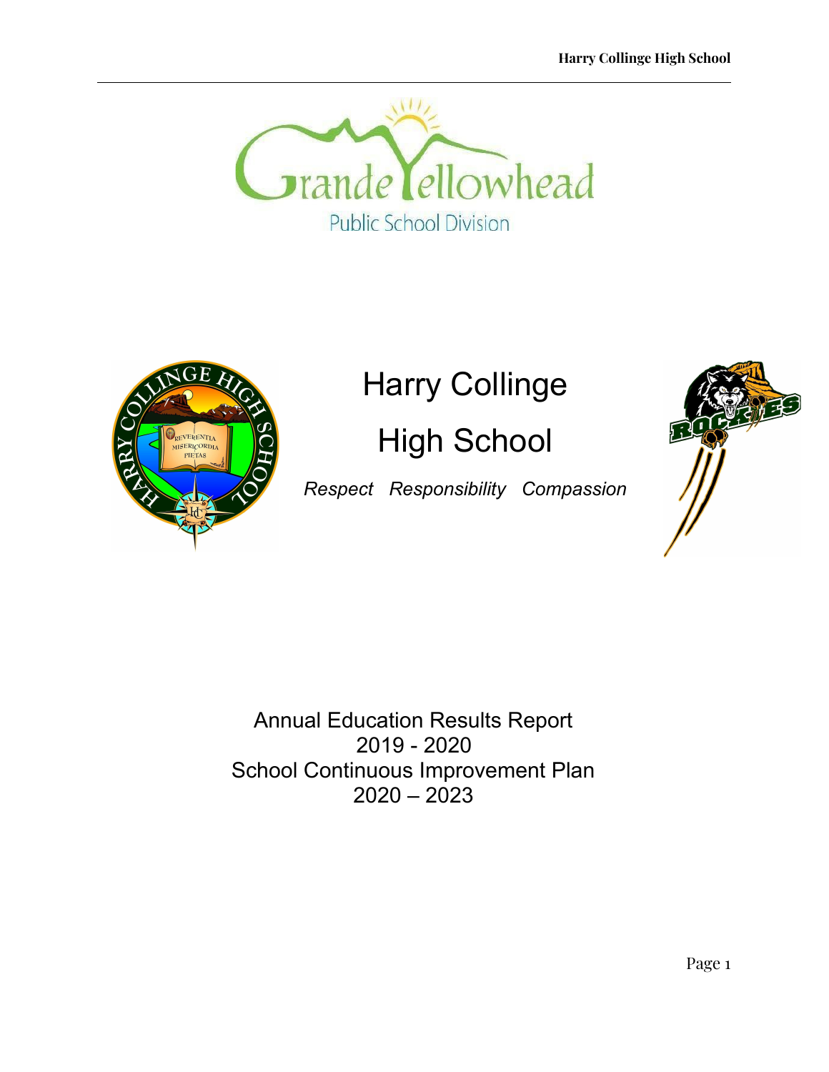# Harry Collinge High School

*Respect Responsibility Compassion*

Annual Education Results Report
2019 - 2020
School Continuous Improvement Plan
2020 – 2023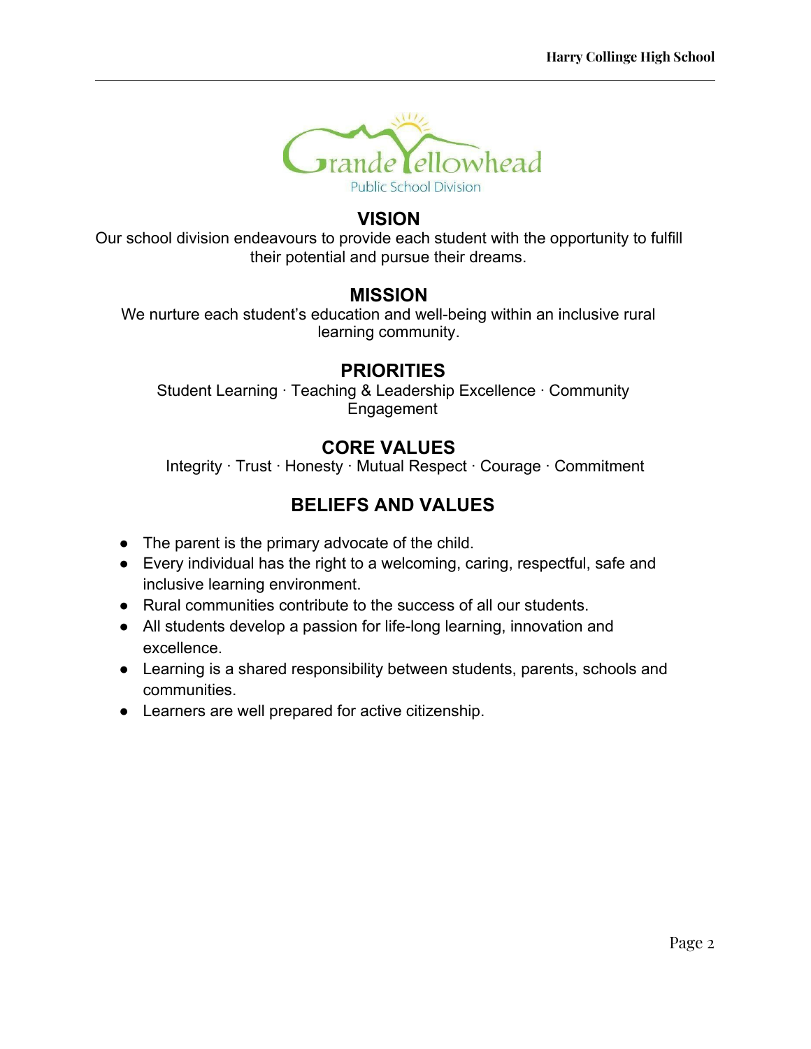## VISION

Our school division endeavours to provide each student with the opportunity to fulfill their potential and pursue their dreams.

## MISSION

We nurture each student's education and well-being within an inclusive rural learning community.

## PRIORITIES

Student Learning · Teaching & Leadership Excellence · Community Engagement

## CORE VALUES

Integrity · Trust · Honesty · Mutual Respect · Courage · Commitment

## BELIEFS AND VALUES

- The parent is the primary advocate of the child.
- Every individual has the right to a welcoming, caring, respectful, safe and inclusive learning environment.
- Rural communities contribute to the success of all our students.
- All students develop a passion for life-long learning, innovation and excellence.
- Learning is a shared responsibility between students, parents, schools and communities.
- Learners are well prepared for active citizenship.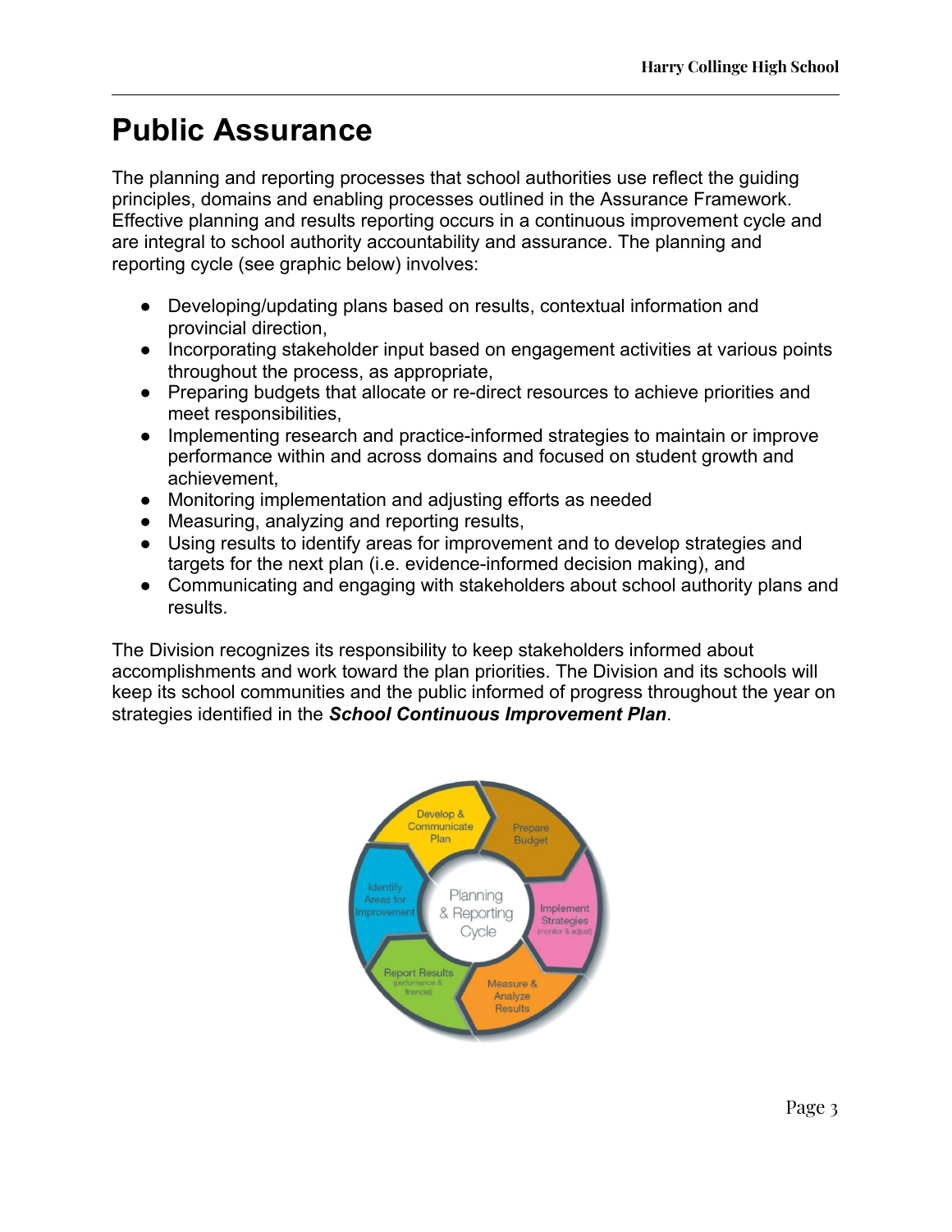# Public Assurance

The planning and reporting processes that school authorities use reflect the guiding principles, domains and enabling processes outlined in the Assurance Framework. Effective planning and results reporting occurs in a continuous improvement cycle and are integral to school authority accountability and assurance. The planning and reporting cycle (see graphic below) involves:

- Developing/updating plans based on results, contextual information and provincial direction,
- Incorporating stakeholder input based on engagement activities at various points throughout the process, as appropriate,
- Preparing budgets that allocate or re-direct resources to achieve priorities and meet responsibilities,
- Implementing research and practice-informed strategies to maintain or improve performance within and across domains and focused on student growth and achievement,
- Monitoring implementation and adjusting efforts as needed
- Measuring, analyzing and reporting results,
- Using results to identify areas for improvement and to develop strategies and targets for the next plan (i.e. evidence-informed decision making), and
- Communicating and engaging with stakeholders about school authority plans and results.

The Division recognizes its responsibility to keep stakeholders informed about accomplishments and work toward the plan priorities. The Division and its schools will keep its school communities and the public informed of progress throughout the year on strategies identified in the ***School Continuous Improvement Plan***.

Planning & Reporting Cycle: Develop & Communicate Plan; Prepare Budget; Implement Strategies (monitor & adjust); Measure & Analyze Results; Report Results (performance & financial); Identify Areas for Improvement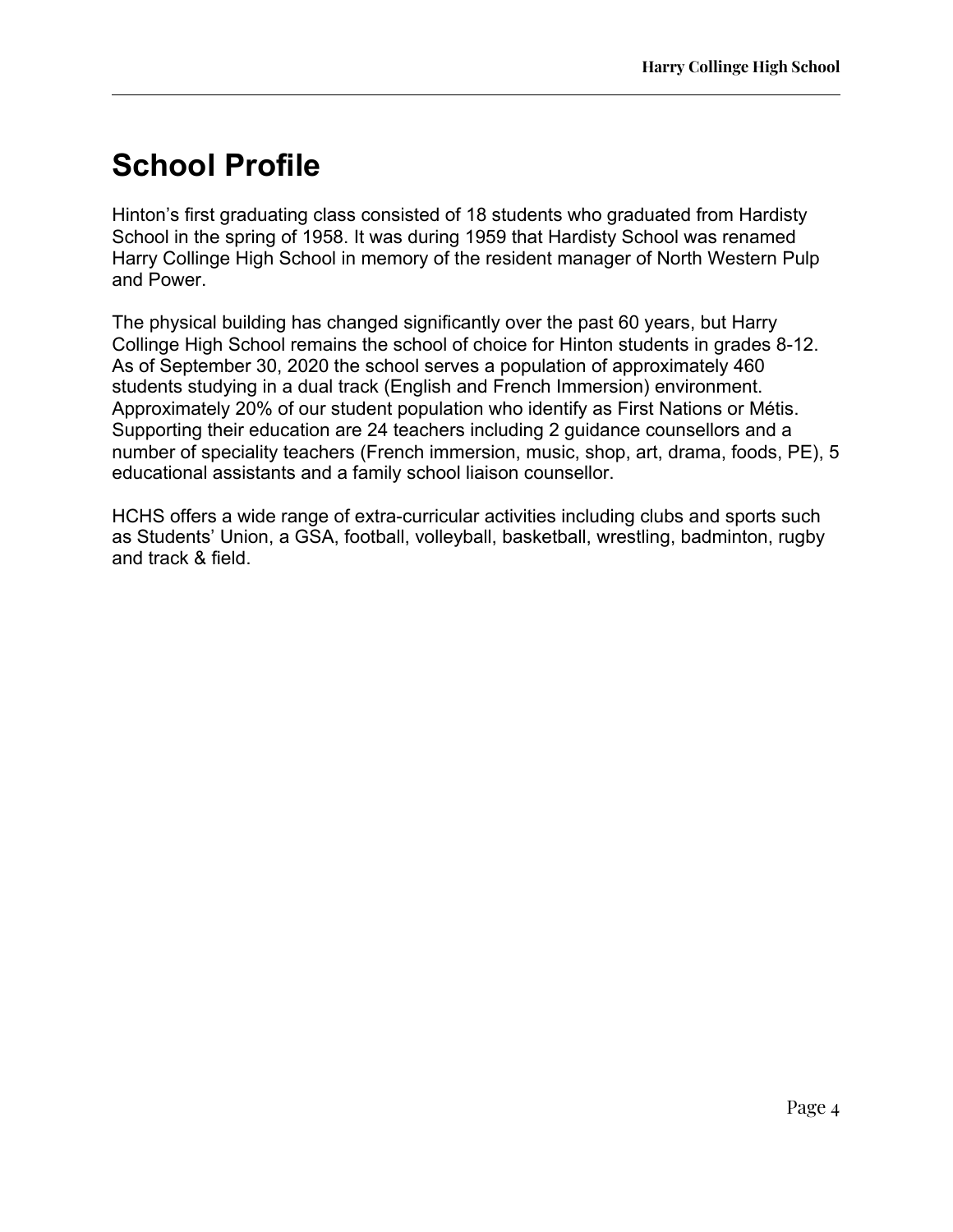# School Profile

Hinton's first graduating class consisted of 18 students who graduated from Hardisty School in the spring of 1958. It was during 1959 that Hardisty School was renamed Harry Collinge High School in memory of the resident manager of North Western Pulp and Power.

The physical building has changed significantly over the past 60 years, but Harry Collinge High School remains the school of choice for Hinton students in grades 8-12. As of September 30, 2020 the school serves a population of approximately 460 students studying in a dual track (English and French Immersion) environment. Approximately 20% of our student population who identify as First Nations or Métis. Supporting their education are 24 teachers including 2 guidance counsellors and a number of speciality teachers (French immersion, music, shop, art, drama, foods, PE), 5 educational assistants and a family school liaison counsellor.

HCHS offers a wide range of extra-curricular activities including clubs and sports such as Students' Union, a GSA, football, volleyball, basketball, wrestling, badminton, rugby and track & field.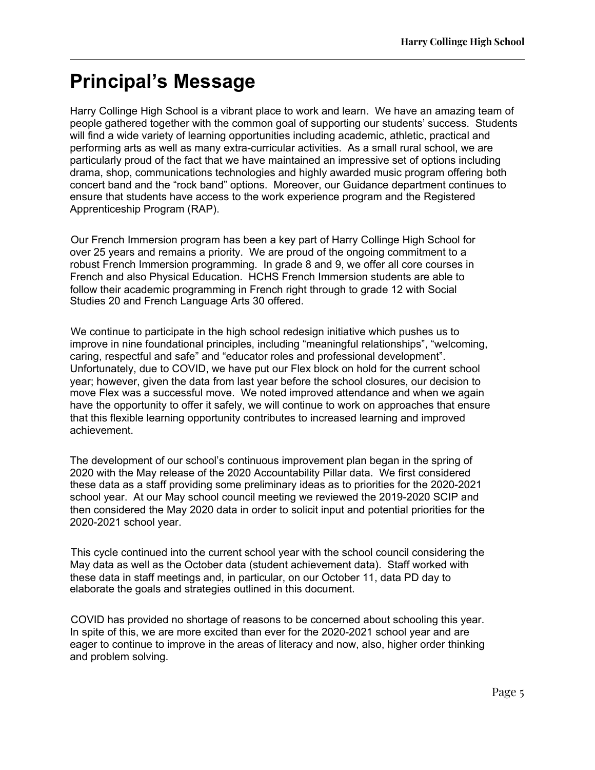# Principal's Message

Harry Collinge High School is a vibrant place to work and learn. We have an amazing team of people gathered together with the common goal of supporting our students' success. Students will find a wide variety of learning opportunities including academic, athletic, practical and performing arts as well as many extra-curricular activities. As a small rural school, we are particularly proud of the fact that we have maintained an impressive set of options including drama, shop, communications technologies and highly awarded music program offering both concert band and the "rock band" options. Moreover, our Guidance department continues to ensure that students have access to the work experience program and the Registered Apprenticeship Program (RAP).

Our French Immersion program has been a key part of Harry Collinge High School for over 25 years and remains a priority. We are proud of the ongoing commitment to a robust French Immersion programming. In grade 8 and 9, we offer all core courses in French and also Physical Education. HCHS French Immersion students are able to follow their academic programming in French right through to grade 12 with Social Studies 20 and French Language Arts 30 offered.

We continue to participate in the high school redesign initiative which pushes us to improve in nine foundational principles, including "meaningful relationships", "welcoming, caring, respectful and safe" and "educator roles and professional development". Unfortunately, due to COVID, we have put our Flex block on hold for the current school year; however, given the data from last year before the school closures, our decision to move Flex was a successful move. We noted improved attendance and when we again have the opportunity to offer it safely, we will continue to work on approaches that ensure that this flexible learning opportunity contributes to increased learning and improved achievement.

The development of our school's continuous improvement plan began in the spring of 2020 with the May release of the 2020 Accountability Pillar data. We first considered these data as a staff providing some preliminary ideas as to priorities for the 2020-2021 school year. At our May school council meeting we reviewed the 2019-2020 SCIP and then considered the May 2020 data in order to solicit input and potential priorities for the 2020-2021 school year.

This cycle continued into the current school year with the school council considering the May data as well as the October data (student achievement data). Staff worked with these data in staff meetings and, in particular, on our October 11, data PD day to elaborate the goals and strategies outlined in this document.

COVID has provided no shortage of reasons to be concerned about schooling this year. In spite of this, we are more excited than ever for the 2020-2021 school year and are eager to continue to improve in the areas of literacy and now, also, higher order thinking and problem solving.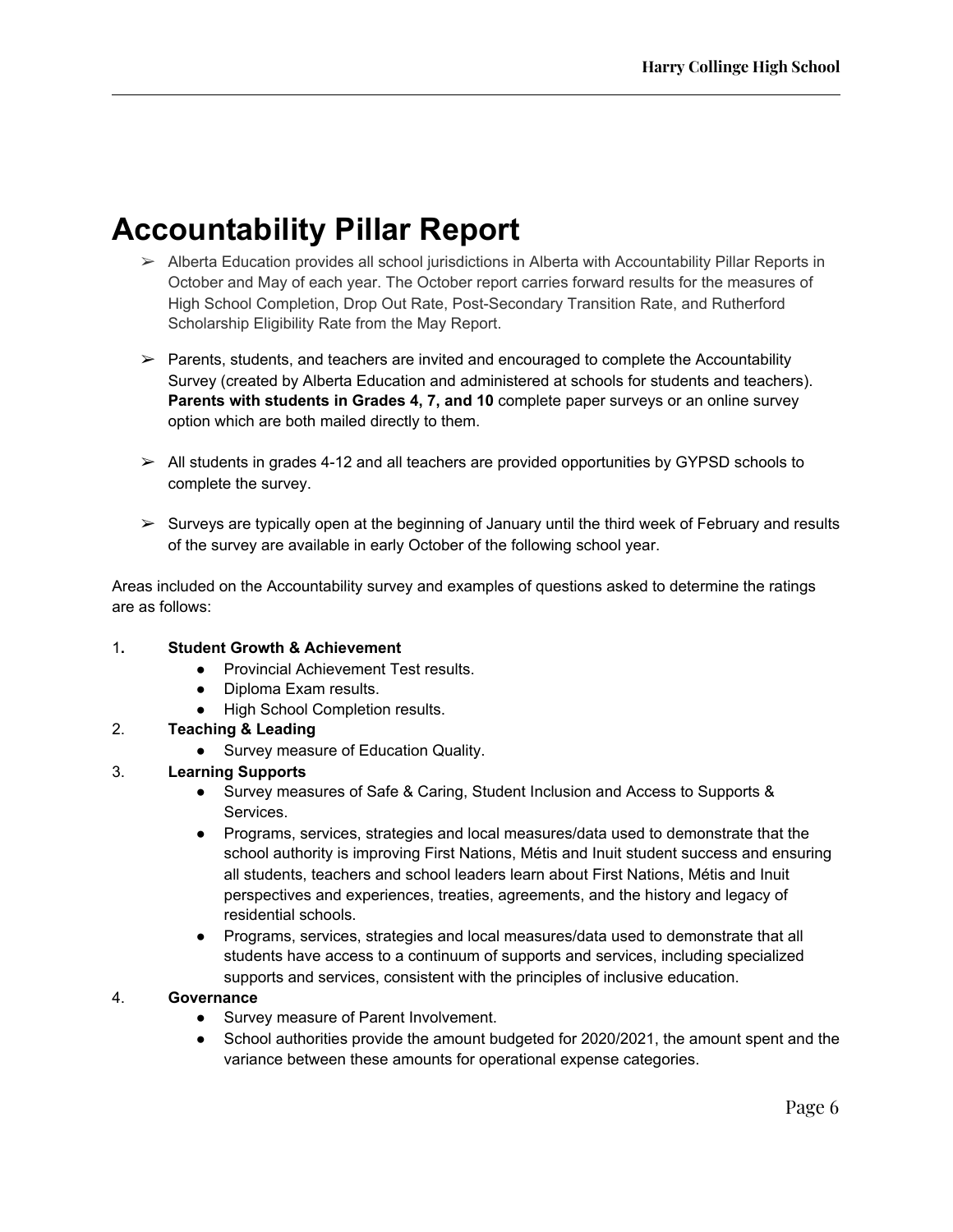# Accountability Pillar Report

- Alberta Education provides all school jurisdictions in Alberta with Accountability Pillar Reports in October and May of each year. The October report carries forward results for the measures of High School Completion, Drop Out Rate, Post-Secondary Transition Rate, and Rutherford Scholarship Eligibility Rate from the May Report.

- Parents, students, and teachers are invited and encouraged to complete the Accountability Survey (created by Alberta Education and administered at schools for students and teachers). **Parents with students in Grades 4, 7, and 10** complete paper surveys or an online survey option which are both mailed directly to them.

- All students in grades 4-12 and all teachers are provided opportunities by GYPSD schools to complete the survey.

- Surveys are typically open at the beginning of January until the third week of February and results of the survey are available in early October of the following school year.

Areas included on the Accountability survey and examples of questions asked to determine the ratings are as follows:

1. **Student Growth & Achievement**
   - Provincial Achievement Test results.
   - Diploma Exam results.
   - High School Completion results.
2. **Teaching & Leading**
   - Survey measure of Education Quality.
3. **Learning Supports**
   - Survey measures of Safe & Caring, Student Inclusion and Access to Supports & Services.
   - Programs, services, strategies and local measures/data used to demonstrate that the school authority is improving First Nations, Métis and Inuit student success and ensuring all students, teachers and school leaders learn about First Nations, Métis and Inuit perspectives and experiences, treaties, agreements, and the history and legacy of residential schools.
   - Programs, services, strategies and local measures/data used to demonstrate that all students have access to a continuum of supports and services, including specialized supports and services, consistent with the principles of inclusive education.
4. **Governance**
   - Survey measure of Parent Involvement.
   - School authorities provide the amount budgeted for 2020/2021, the amount spent and the variance between these amounts for operational expense categories.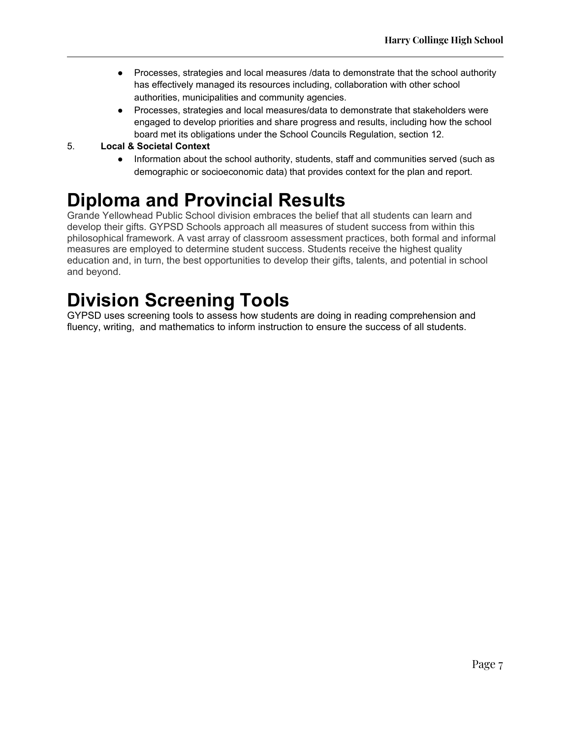- Processes, strategies and local measures /data to demonstrate that the school authority has effectively managed its resources including, collaboration with other school authorities, municipalities and community agencies.
- Processes, strategies and local measures/data to demonstrate that stakeholders were engaged to develop priorities and share progress and results, including how the school board met its obligations under the School Councils Regulation, section 12.

5. **Local & Societal Context**
   - Information about the school authority, students, staff and communities served (such as demographic or socioeconomic data) that provides context for the plan and report.

# Diploma and Provincial Results

Grande Yellowhead Public School division embraces the belief that all students can learn and develop their gifts. GYPSD Schools approach all measures of student success from within this philosophical framework. A vast array of classroom assessment practices, both formal and informal measures are employed to determine student success. Students receive the highest quality education and, in turn, the best opportunities to develop their gifts, talents, and potential in school and beyond.

# Division Screening Tools

GYPSD uses screening tools to assess how students are doing in reading comprehension and fluency, writing, and mathematics to inform instruction to ensure the success of all students.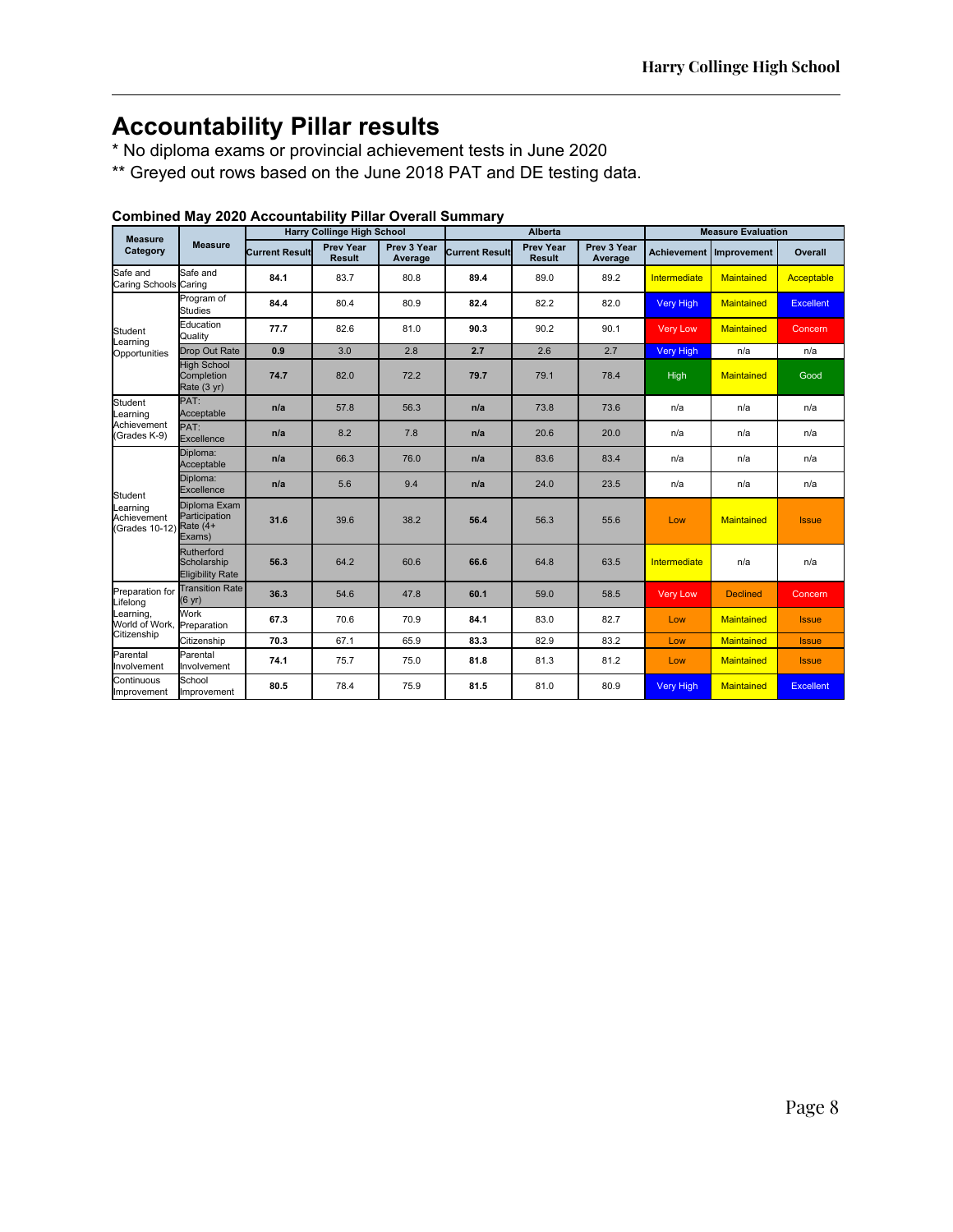# Accountability Pillar results

\* No diploma exams or provincial achievement tests in June 2020

\*\* Greyed out rows based on the June 2018 PAT and DE testing data.

**Combined May 2020 Accountability Pillar Overall Summary**

| Measure Category | Measure | Harry Collinge High School | | | Alberta | | | Measure Evaluation | | |
|---|---|---|---|---|---|---|---|---|---|---|
| | | Current Result | Prev Year Result | Prev 3 Year Average | Current Result | Prev Year Result | Prev 3 Year Average | Achievement | Improvement | Overall |
| Safe and Caring Schools | Safe and Caring | **84.1** | 83.7 | 80.8 | **89.4** | 89.0 | 89.2 | Intermediate | Maintained | Acceptable |
| Student Learning Opportunities | Program of Studies | **84.4** | 80.4 | 80.9 | **82.4** | 82.2 | 82.0 | Very High | Maintained | Excellent |
| | Education Quality | **77.7** | 82.6 | 81.0 | **90.3** | 90.2 | 90.1 | Very Low | Maintained | Concern |
| | Drop Out Rate | **0.9** | 3.0 | 2.8 | **2.7** | 2.6 | 2.7 | Very High | n/a | n/a |
| | High School Completion Rate (3 yr) | **74.7** | 82.0 | 72.2 | **79.7** | 79.1 | 78.4 | High | Maintained | Good |
| Student Learning Achievement (Grades K-9) | PAT: Acceptable | **n/a** | 57.8 | 56.3 | **n/a** | 73.8 | 73.6 | n/a | n/a | n/a |
| | PAT: Excellence | **n/a** | 8.2 | 7.8 | **n/a** | 20.6 | 20.0 | n/a | n/a | n/a |
| Student Learning Achievement (Grades 10-12) | Diploma: Acceptable | **n/a** | 66.3 | 76.0 | **n/a** | 83.6 | 83.4 | n/a | n/a | n/a |
| | Diploma: Excellence | **n/a** | 5.6 | 9.4 | **n/a** | 24.0 | 23.5 | n/a | n/a | n/a |
| | Diploma Exam Participation Rate (4+ Exams) | **31.6** | 39.6 | 38.2 | **56.4** | 56.3 | 55.6 | Low | Maintained | Issue |
| | Rutherford Scholarship Eligibility Rate | **56.3** | 64.2 | 60.6 | **66.6** | 64.8 | 63.5 | Intermediate | n/a | n/a |
| Preparation for Lifelong Learning, World of Work, Citizenship | Transition Rate (6 yr) | **36.3** | 54.6 | 47.8 | **60.1** | 59.0 | 58.5 | Very Low | Declined | Concern |
| | Work Preparation | **67.3** | 70.6 | 70.9 | **84.1** | 83.0 | 82.7 | Low | Maintained | Issue |
| | Citizenship | **70.3** | 67.1 | 65.9 | **83.3** | 82.9 | 83.2 | Low | Maintained | Issue |
| Parental Involvement | Parental Involvement | **74.1** | 75.7 | 75.0 | **81.8** | 81.3 | 81.2 | Low | Maintained | Issue |
| Continuous Improvement | School Improvement | **80.5** | 78.4 | 75.9 | **81.5** | 81.0 | 80.9 | Very High | Maintained | Excellent |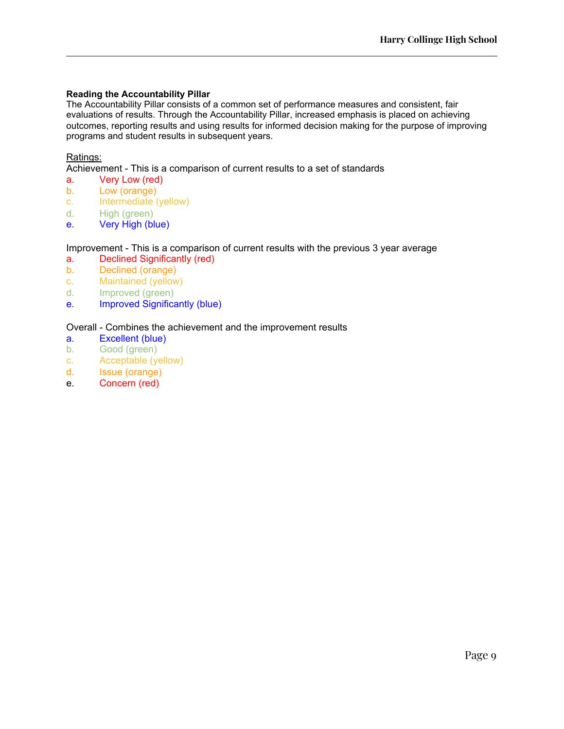**Reading the Accountability Pillar**

The Accountability Pillar consists of a common set of performance measures and consistent, fair evaluations of results. Through the Accountability Pillar, increased emphasis is placed on achieving outcomes, reporting results and using results for informed decision making for the purpose of improving programs and student results in subsequent years.

Ratings:

Achievement - This is a comparison of current results to a set of standards

a. Very Low (red)
b. Low (orange)
c. Intermediate (yellow)
d. High (green)
e. Very High (blue)

Improvement - This is a comparison of current results with the previous 3 year average

a. Declined Significantly (red)
b. Declined (orange)
c. Maintained (yellow)
d. Improved (green)
e. Improved Significantly (blue)

Overall - Combines the achievement and the improvement results

a. Excellent (blue)
b. Good (green)
c. Acceptable (yellow)
d. Issue (orange)
e. Concern (red)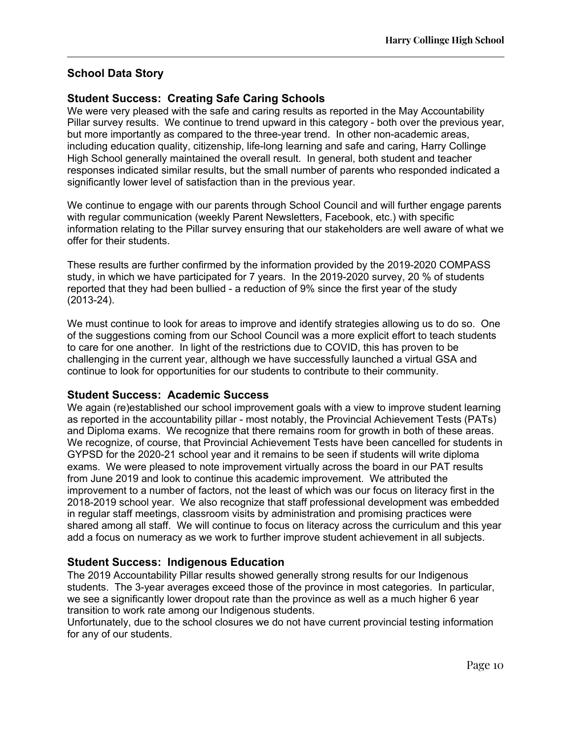## School Data Story

### Student Success: Creating Safe Caring Schools

We were very pleased with the safe and caring results as reported in the May Accountability Pillar survey results. We continue to trend upward in this category - both over the previous year, but more importantly as compared to the three-year trend. In other non-academic areas, including education quality, citizenship, life-long learning and safe and caring, Harry Collinge High School generally maintained the overall result. In general, both student and teacher responses indicated similar results, but the small number of parents who responded indicated a significantly lower level of satisfaction than in the previous year.

We continue to engage with our parents through School Council and will further engage parents with regular communication (weekly Parent Newsletters, Facebook, etc.) with specific information relating to the Pillar survey ensuring that our stakeholders are well aware of what we offer for their students.

These results are further confirmed by the information provided by the 2019-2020 COMPASS study, in which we have participated for 7 years. In the 2019-2020 survey, 20 % of students reported that they had been bullied - a reduction of 9% since the first year of the study (2013-24).

We must continue to look for areas to improve and identify strategies allowing us to do so. One of the suggestions coming from our School Council was a more explicit effort to teach students to care for one another. In light of the restrictions due to COVID, this has proven to be challenging in the current year, although we have successfully launched a virtual GSA and continue to look for opportunities for our students to contribute to their community.

### Student Success: Academic Success

We again (re)established our school improvement goals with a view to improve student learning as reported in the accountability pillar - most notably, the Provincial Achievement Tests (PATs) and Diploma exams. We recognize that there remains room for growth in both of these areas. We recognize, of course, that Provincial Achievement Tests have been cancelled for students in GYPSD for the 2020-21 school year and it remains to be seen if students will write diploma exams. We were pleased to note improvement virtually across the board in our PAT results from June 2019 and look to continue this academic improvement. We attributed the improvement to a number of factors, not the least of which was our focus on literacy first in the 2018-2019 school year. We also recognize that staff professional development was embedded in regular staff meetings, classroom visits by administration and promising practices were shared among all staff. We will continue to focus on literacy across the curriculum and this year add a focus on numeracy as we work to further improve student achievement in all subjects.

### Student Success: Indigenous Education

The 2019 Accountability Pillar results showed generally strong results for our Indigenous students. The 3-year averages exceed those of the province in most categories. In particular, we see a significantly lower dropout rate than the province as well as a much higher 6 year transition to work rate among our Indigenous students.

Unfortunately, due to the school closures we do not have current provincial testing information for any of our students.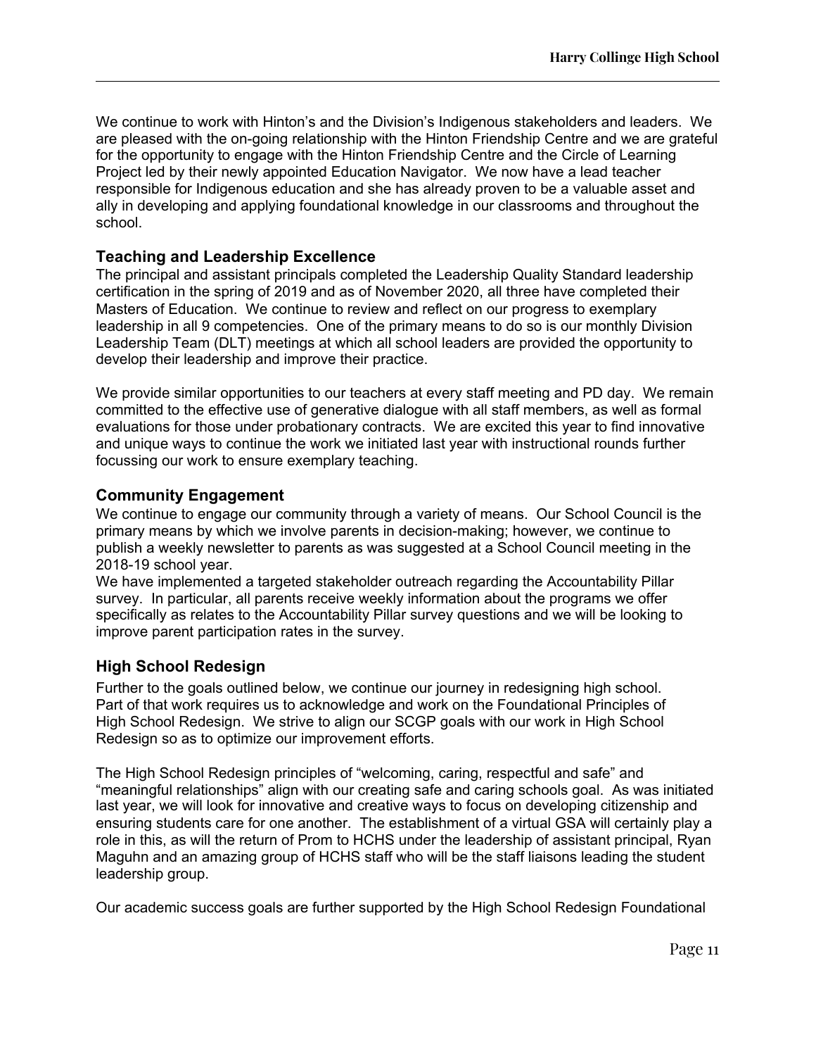We continue to work with Hinton's and the Division's Indigenous stakeholders and leaders. We are pleased with the on-going relationship with the Hinton Friendship Centre and we are grateful for the opportunity to engage with the Hinton Friendship Centre and the Circle of Learning Project led by their newly appointed Education Navigator. We now have a lead teacher responsible for Indigenous education and she has already proven to be a valuable asset and ally in developing and applying foundational knowledge in our classrooms and throughout the school.

### Teaching and Leadership Excellence

The principal and assistant principals completed the Leadership Quality Standard leadership certification in the spring of 2019 and as of November 2020, all three have completed their Masters of Education. We continue to review and reflect on our progress to exemplary leadership in all 9 competencies. One of the primary means to do so is our monthly Division Leadership Team (DLT) meetings at which all school leaders are provided the opportunity to develop their leadership and improve their practice.

We provide similar opportunities to our teachers at every staff meeting and PD day. We remain committed to the effective use of generative dialogue with all staff members, as well as formal evaluations for those under probationary contracts. We are excited this year to find innovative and unique ways to continue the work we initiated last year with instructional rounds further focussing our work to ensure exemplary teaching.

### Community Engagement

We continue to engage our community through a variety of means. Our School Council is the primary means by which we involve parents in decision-making; however, we continue to publish a weekly newsletter to parents as was suggested at a School Council meeting in the 2018-19 school year.
We have implemented a targeted stakeholder outreach regarding the Accountability Pillar survey. In particular, all parents receive weekly information about the programs we offer specifically as relates to the Accountability Pillar survey questions and we will be looking to improve parent participation rates in the survey.

### High School Redesign

Further to the goals outlined below, we continue our journey in redesigning high school. Part of that work requires us to acknowledge and work on the Foundational Principles of High School Redesign. We strive to align our SCGP goals with our work in High School Redesign so as to optimize our improvement efforts.

The High School Redesign principles of "welcoming, caring, respectful and safe" and "meaningful relationships" align with our creating safe and caring schools goal. As was initiated last year, we will look for innovative and creative ways to focus on developing citizenship and ensuring students care for one another. The establishment of a virtual GSA will certainly play a role in this, as will the return of Prom to HCHS under the leadership of assistant principal, Ryan Maguhn and an amazing group of HCHS staff who will be the staff liaisons leading the student leadership group.

Our academic success goals are further supported by the High School Redesign Foundational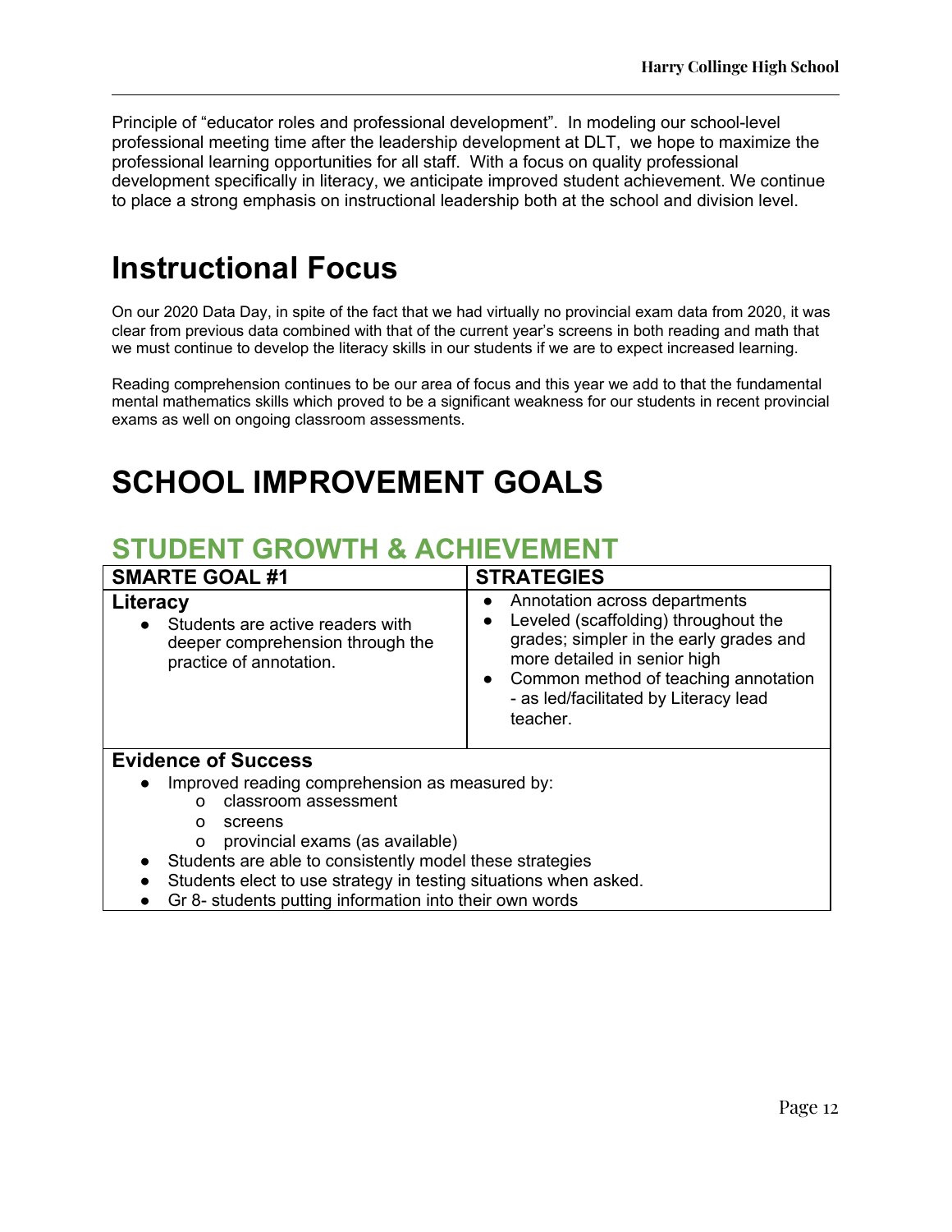Principle of "educator roles and professional development". In modeling our school-level professional meeting time after the leadership development at DLT, we hope to maximize the professional learning opportunities for all staff. With a focus on quality professional development specifically in literacy, we anticipate improved student achievement. We continue to place a strong emphasis on instructional leadership both at the school and division level.

# Instructional Focus

On our 2020 Data Day, in spite of the fact that we had virtually no provincial exam data from 2020, it was clear from previous data combined with that of the current year's screens in both reading and math that we must continue to develop the literacy skills in our students if we are to expect increased learning.

Reading comprehension continues to be our area of focus and this year we add to that the fundamental mental mathematics skills which proved to be a significant weakness for our students in recent provincial exams as well on ongoing classroom assessments.

# SCHOOL IMPROVEMENT GOALS

## STUDENT GROWTH & ACHIEVEMENT

| SMARTE GOAL #1 | STRATEGIES |
|---|---|
| **Literacy**<br>• Students are active readers with deeper comprehension through the practice of annotation. | • Annotation across departments<br>• Leveled (scaffolding) throughout the grades; simpler in the early grades and more detailed in senior high<br>• Common method of teaching annotation - as led/facilitated by Literacy lead teacher. |
| **Evidence of Success**<br>• Improved reading comprehension as measured by:<br>o classroom assessment<br>o screens<br>o provincial exams (as available)<br>• Students are able to consistently model these strategies<br>• Students elect to use strategy in testing situations when asked.<br>• Gr 8- students putting information into their own words | |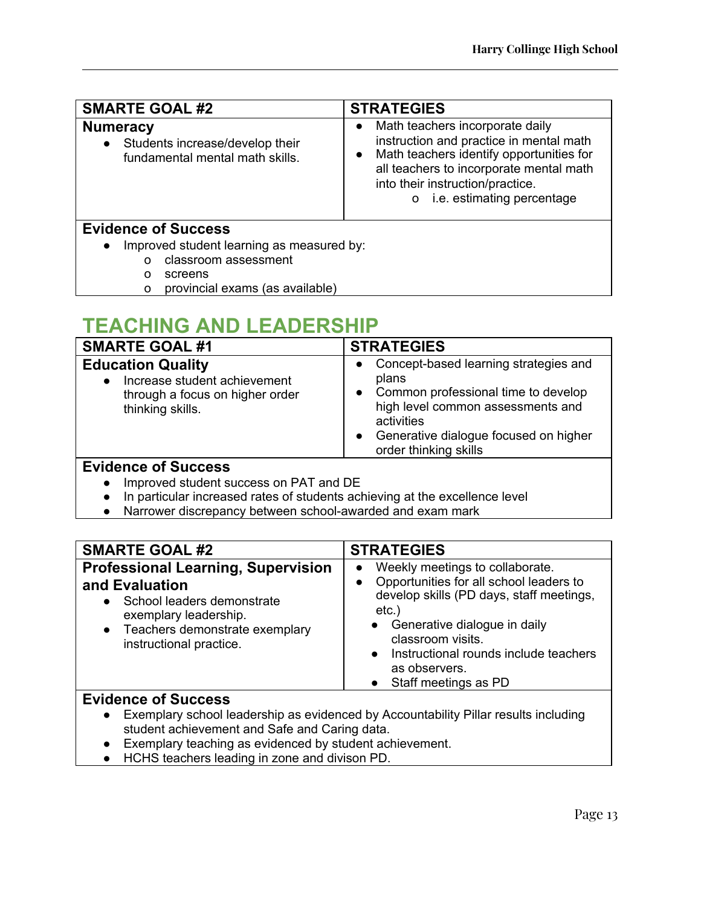| SMARTE GOAL #2 | STRATEGIES |
|---|---|
| **Numeracy**<br>• Students increase/develop their fundamental mental math skills. | • Math teachers incorporate daily instruction and practice in mental math<br>• Math teachers identify opportunities for all teachers to incorporate mental math into their instruction/practice.<br>  o i.e. estimating percentage |

**Evidence of Success**

- Improved student learning as measured by:
  - classroom assessment
  - screens
  - provincial exams (as available)

## TEACHING AND LEADERSHIP

| SMARTE GOAL #1 | STRATEGIES |
|---|---|
| **Education Quality**<br>• Increase student achievement through a focus on higher order thinking skills. | • Concept-based learning strategies and plans<br>• Common professional time to develop high level common assessments and activities<br>• Generative dialogue focused on higher order thinking skills |

**Evidence of Success**

- Improved student success on PAT and DE
- In particular increased rates of students achieving at the excellence level
- Narrower discrepancy between school-awarded and exam mark

| SMARTE GOAL #2 | STRATEGIES |
|---|---|
| **Professional Learning, Supervision and Evaluation**<br>• School leaders demonstrate exemplary leadership.<br>• Teachers demonstrate exemplary instructional practice. | • Weekly meetings to collaborate.<br>• Opportunities for all school leaders to develop skills (PD days, staff meetings, etc.)<br>  • Generative dialogue in daily classroom visits.<br>  • Instructional rounds include teachers as observers.<br>  • Staff meetings as PD |

**Evidence of Success**

- Exemplary school leadership as evidenced by Accountability Pillar results including student achievement and Safe and Caring data.
- Exemplary teaching as evidenced by student achievement.
- HCHS teachers leading in zone and divison PD.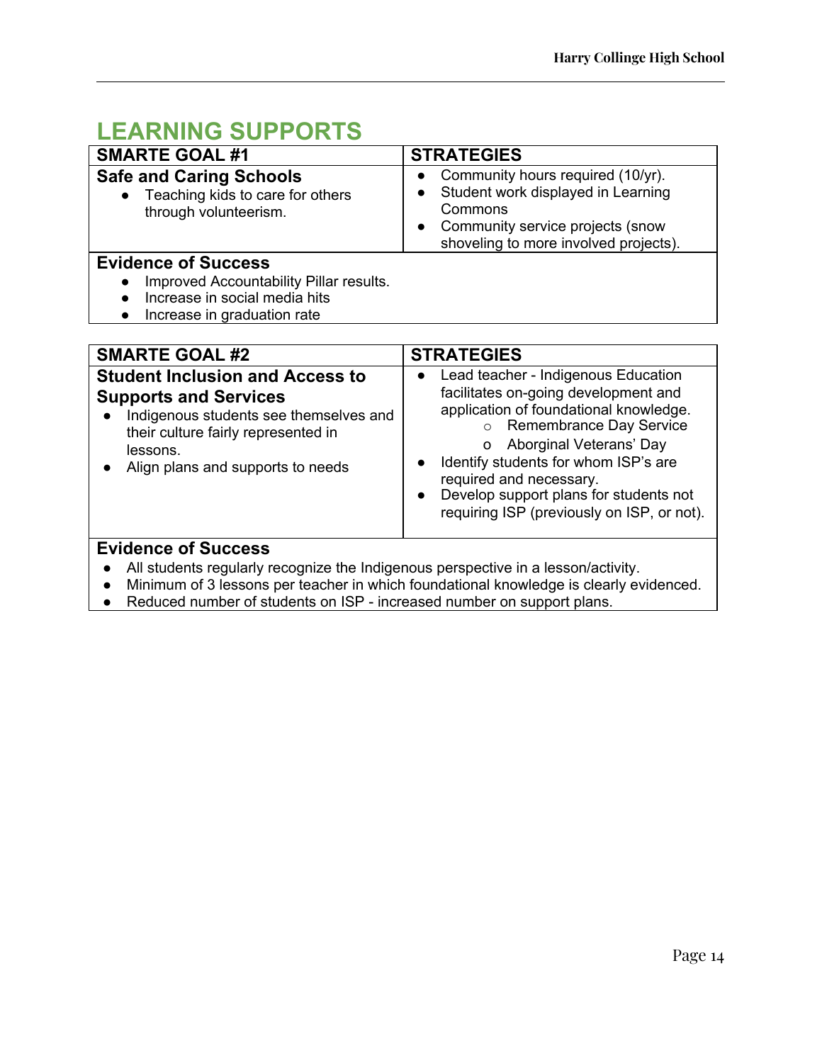# LEARNING SUPPORTS

| SMARTE GOAL #1 | STRATEGIES |
|---|---|
| **Safe and Caring Schools**<br>• Teaching kids to care for others through volunteerism. | • Community hours required (10/yr).<br>• Student work displayed in Learning Commons<br>• Community service projects (snow shoveling to more involved projects). |
| **Evidence of Success**<br>• Improved Accountability Pillar results.<br>• Increase in social media hits<br>• Increase in graduation rate | |

| SMARTE GOAL #2 | STRATEGIES |
|---|---|
| **Student Inclusion and Access to Supports and Services**<br>• Indigenous students see themselves and their culture fairly represented in lessons.<br>• Align plans and supports to needs | • Lead teacher - Indigenous Education facilitates on-going development and application of foundational knowledge.<br>  ○ Remembrance Day Service<br>  o Aborginal Veterans' Day<br>• Identify students for whom ISP's are required and necessary.<br>• Develop support plans for students not requiring ISP (previously on ISP, or not). |
| **Evidence of Success**<br>• All students regularly recognize the Indigenous perspective in a lesson/activity.<br>• Minimum of 3 lessons per teacher in which foundational knowledge is clearly evidenced.<br>• Reduced number of students on ISP - increased number on support plans. | |